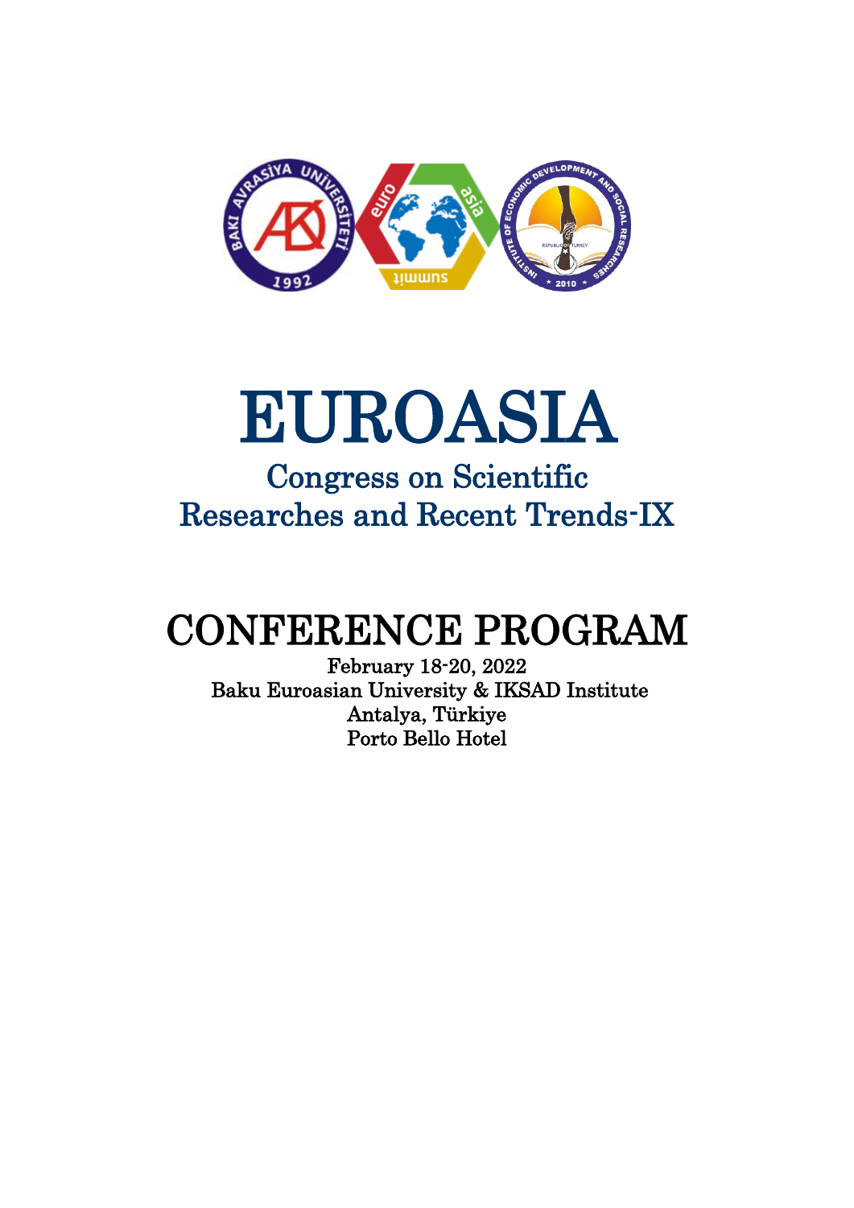# EUROASIA

## Congress on Scientific Researches and Recent Trends-IX

# CONFERENCE PROGRAM

February 18-20, 2022

Baku Euroasian University & IKSAD Institute

Antalya, Türkiye

Porto Bello Hotel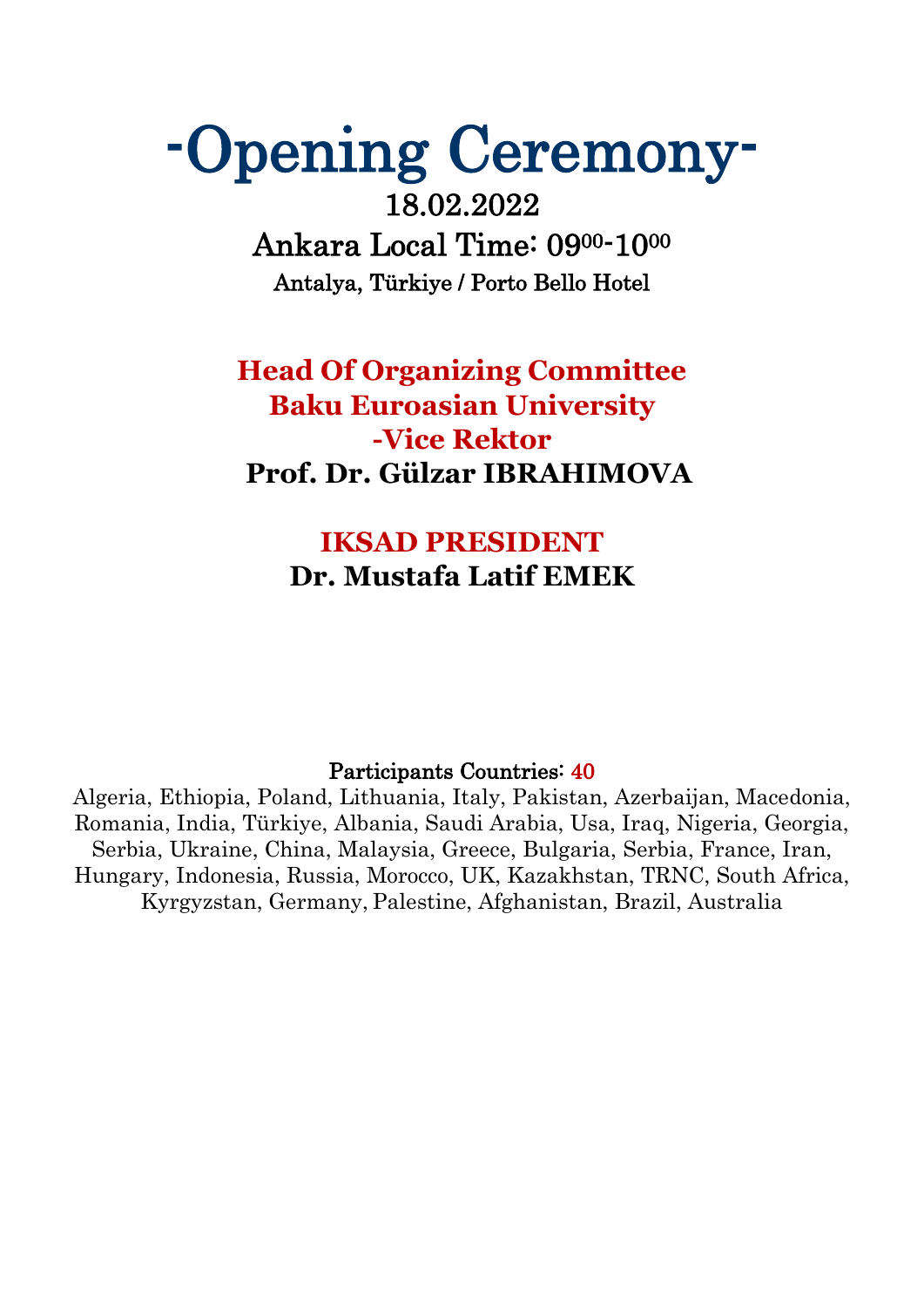# -Opening Ceremony-

18.02.2022

Ankara Local Time: $09^{00}$-$10^{00}$

Antalya, Türkiye / Porto Bello Hotel

**Head Of Organizing Committee**
**Baku Euroasian University**
**-Vice Rektor**
**Prof. Dr. Gülzar IBRAHIMOVA**

**IKSAD PRESIDENT**
**Dr. Mustafa Latif EMEK**

Participants Countries: 40

Algeria, Ethiopia, Poland, Lithuania, Italy, Pakistan, Azerbaijan, Macedonia, Romania, India, Türkiye, Albania, Saudi Arabia, Usa, Iraq, Nigeria, Georgia, Serbia, Ukraine, China, Malaysia, Greece, Bulgaria, Serbia, France, Iran, Hungary, Indonesia, Russia, Morocco, UK, Kazakhstan, TRNC, South Africa, Kyrgyzstan, Germany, Palestine, Afghanistan, Brazil, Australia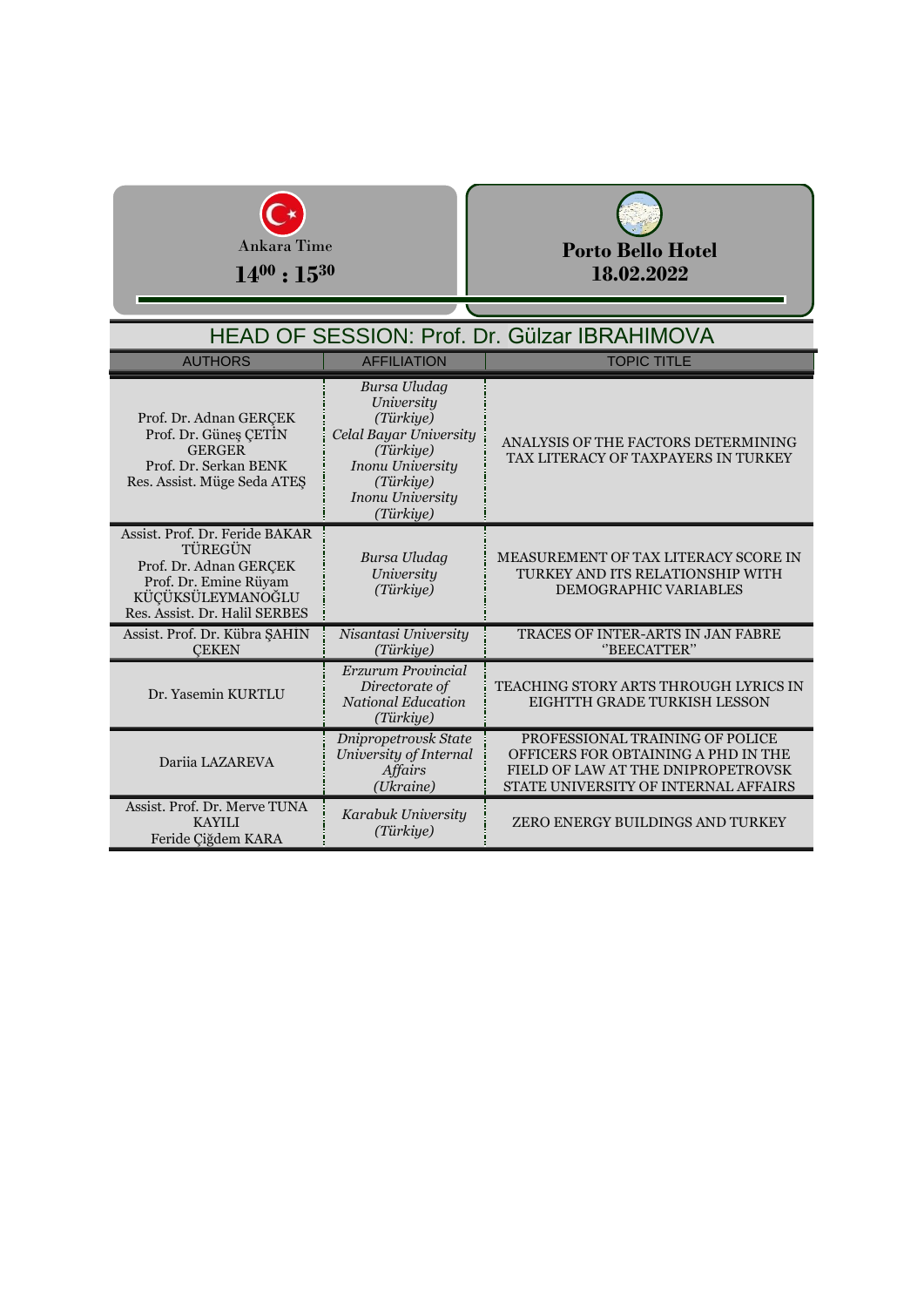Ankara Time

$14^{00}$ : $15^{30}$

**Porto Bello Hotel**
**18.02.2022**

## HEAD OF SESSION: Prof. Dr. Gülzar IBRAHIMOVA

| AUTHORS | AFFILIATION | TOPIC TITLE |
|---|---|---|
| Prof. Dr. Adnan GERÇEK<br>Prof. Dr. Güneş ÇETİN GERGER<br>Prof. Dr. Serkan BENK<br>Res. Assist. Müge Seda ATEŞ | *Bursa Uludag University (Türkiye)*<br>*Celal Bayar University (Türkiye)*<br>*Inonu University (Türkiye)*<br>*Inonu University (Türkiye)* | ANALYSIS OF THE FACTORS DETERMINING TAX LITERACY OF TAXPAYERS IN TURKEY |
| Assist. Prof. Dr. Feride BAKAR TÜREGÜN<br>Prof. Dr. Adnan GERÇEK<br>Prof. Dr. Emine Rüyam KÜÇÜKSÜLEYMANOĞLU<br>Res. Assist. Dr. Halil SERBES | *Bursa Uludag University (Türkiye)* | MEASUREMENT OF TAX LITERACY SCORE IN TURKEY AND ITS RELATIONSHIP WITH DEMOGRAPHIC VARIABLES |
| Assist. Prof. Dr. Kübra ŞAHIN ÇEKEN | *Nisantasi University (Türkiye)* | TRACES OF INTER-ARTS IN JAN FABRE ''BEECATTER'' |
| Dr. Yasemin KURTLU | *Erzurum Provincial Directorate of National Education (Türkiye)* | TEACHING STORY ARTS THROUGH LYRICS IN EIGHTTH GRADE TURKISH LESSON |
| Dariia LAZAREVA | *Dnipropetrovsk State University of Internal Affairs (Ukraine)* | PROFESSIONAL TRAINING OF POLICE OFFICERS FOR OBTAINING A PHD IN THE FIELD OF LAW AT THE DNIPROPETROVSK STATE UNIVERSITY OF INTERNAL AFFAIRS |
| Assist. Prof. Dr. Merve TUNA KAYILI<br>Feride Çiğdem KARA | *Karabuk University (Türkiye)* | ZERO ENERGY BUILDINGS AND TURKEY |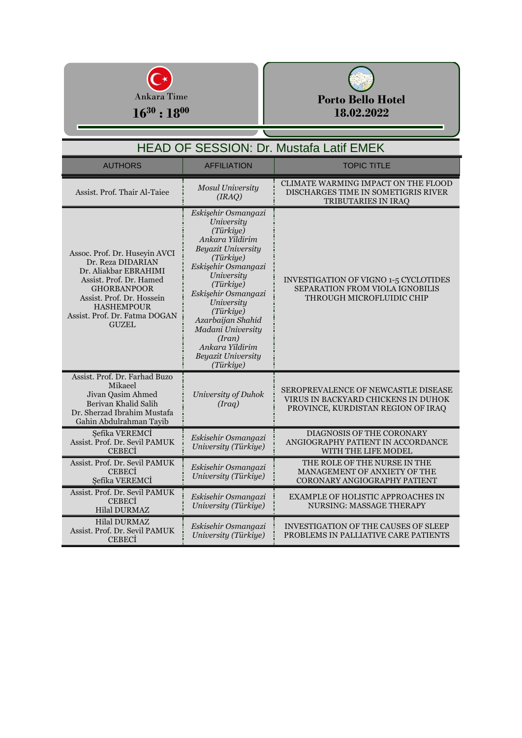Ankara Time

$16^{30}$ : $18^{00}$

**Porto Bello Hotel**
**18.02.2022**

## HEAD OF SESSION: Dr. Mustafa Latif EMEK

| AUTHORS | AFFILIATION | TOPIC TITLE |
|---|---|---|
| Assist. Prof. Thair Al-Taiee | *Mosul University (IRAQ)* | CLIMATE WARMING IMPACT ON THE FLOOD DISCHARGES TIME IN SOMETIGRIS RIVER TRIBUTARIES IN IRAQ |
| Assoc. Prof. Dr. Huseyin AVCI<br>Dr. Reza DIDARIAN<br>Dr. Aliakbar EBRAHIMI<br>Assist. Prof. Dr. Hamed GHORBANPOOR<br>Assist. Prof. Dr. Hossein HASHEMPOUR<br>Assist. Prof. Dr. Fatma DOGAN GUZEL | *Eskişehir Osmangazi University (Türkiye)*<br>*Ankara Yildirim Beyazit University (Türkiye)*<br>*Eskişehir Osmangazi University (Türkiye)*<br>*Eskişehir Osmangazi University (Türkiye)*<br>*Azarbaijan Shahid Madani University (Iran)*<br>*Ankara Yildirim Beyazit University (Türkiye)* | INVESTIGATION OF VIGNO 1-5 CYCLOTIDES SEPARATION FROM VIOLA IGNOBILIS THROUGH MICROFLUIDIC CHIP |
| Assist. Prof. Dr. Farhad Buzo Mikaeel<br>Jivan Qasim Ahmed<br>Berivan Khalid Salih<br>Dr. Sherzad Ibrahim Mustafa<br>Gahin Abdulrahman Tayib | *University of Duhok (Iraq)* | SEROPREVALENCE OF NEWCASTLE DISEASE VIRUS IN BACKYARD CHICKENS IN DUHOK PROVINCE, KURDISTAN REGION OF IRAQ |
| Şefika VEREMCİ<br>Assist. Prof. Dr. Sevil PAMUK CEBECİ | *Eskisehir Osmangazi University (Türkiye)* | DIAGNOSIS OF THE CORONARY ANGIOGRAPHY PATIENT IN ACCORDANCE WITH THE LIFE MODEL |
| Assist. Prof. Dr. Sevil PAMUK CEBECİ<br>Şefika VEREMCİ | *Eskisehir Osmangazi University (Türkiye)* | THE ROLE OF THE NURSE IN THE MANAGEMENT OF ANXIETY OF THE CORONARY ANGIOGRAPHY PATIENT |
| Assist. Prof. Dr. Sevil PAMUK CEBECİ<br>Hilal DURMAZ | *Eskisehir Osmangazi University (Türkiye)* | EXAMPLE OF HOLISTIC APPROACHES IN NURSING: MASSAGE THERAPY |
| Hilal DURMAZ<br>Assist. Prof. Dr. Sevil PAMUK CEBECİ | *Eskisehir Osmangazi University (Türkiye)* | INVESTIGATION OF THE CAUSES OF SLEEP PROBLEMS IN PALLIATIVE CARE PATIENTS |